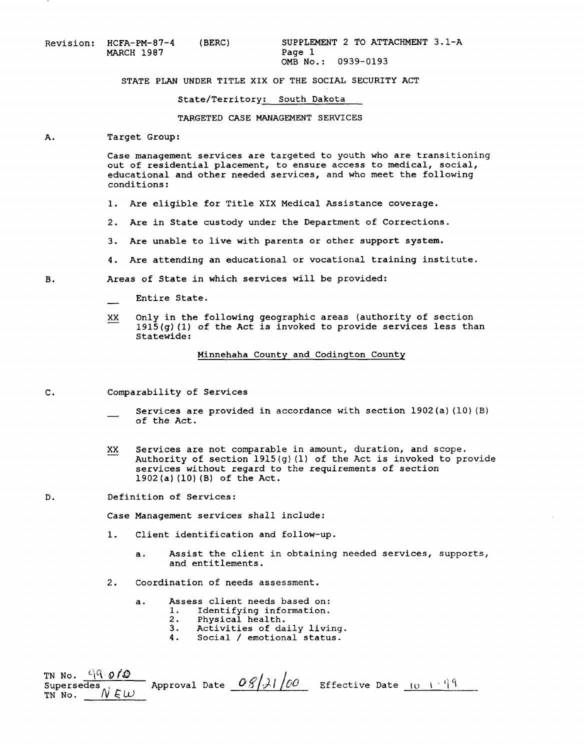Revision: HCFA-PM-87-4 (BERC) MARCH 1987

SUPPLEMENT 2 TO ATTACHMENT 3.1-A
Page 1
OMB No.: 0939-0193

STATE PLAN UNDER TITLE XIX OF THE SOCIAL SECURITY ACT

State/Territory: South Dakota

TARGETED CASE MANAGEMENT SERVICES

A. Target Group:

Case management services are targeted to youth who are transitioning out of residential placement, to ensure access to medical, social, educational and other needed services, and who meet the following conditions:

1. Are eligible for Title XIX Medical Assistance coverage.
2. Are in State custody under the Department of Corrections.
3. Are unable to live with parents or other support system.
4. Are attending an educational or vocational training institute.

B. Areas of State in which services will be provided:

___ Entire State.

XX Only in the following geographic areas (authority of section 1915(g)(1) of the Act is invoked to provide services less than Statewide:

Minnehaha County and Codington County

C. Comparability of Services

___ Services are provided in accordance with section 1902(a)(10)(B) of the Act.

XX Services are not comparable in amount, duration, and scope. Authority of section 1915(g)(1) of the Act is invoked to provide services without regard to the requirements of section 1902(a)(10)(B) of the Act.

D. Definition of Services:

Case Management services shall include:

1. Client identification and follow-up.
   a. Assist the client in obtaining needed services, supports, and entitlements.
2. Coordination of needs assessment.
   a. Assess client needs based on:
      1. Identifying information.
      2. Physical health.
      3. Activities of daily living.
      4. Social / emotional status.

TN No. 99-010
Supersedes TN No. NEW
Approval Date 08/21/00
Effective Date 10-1-99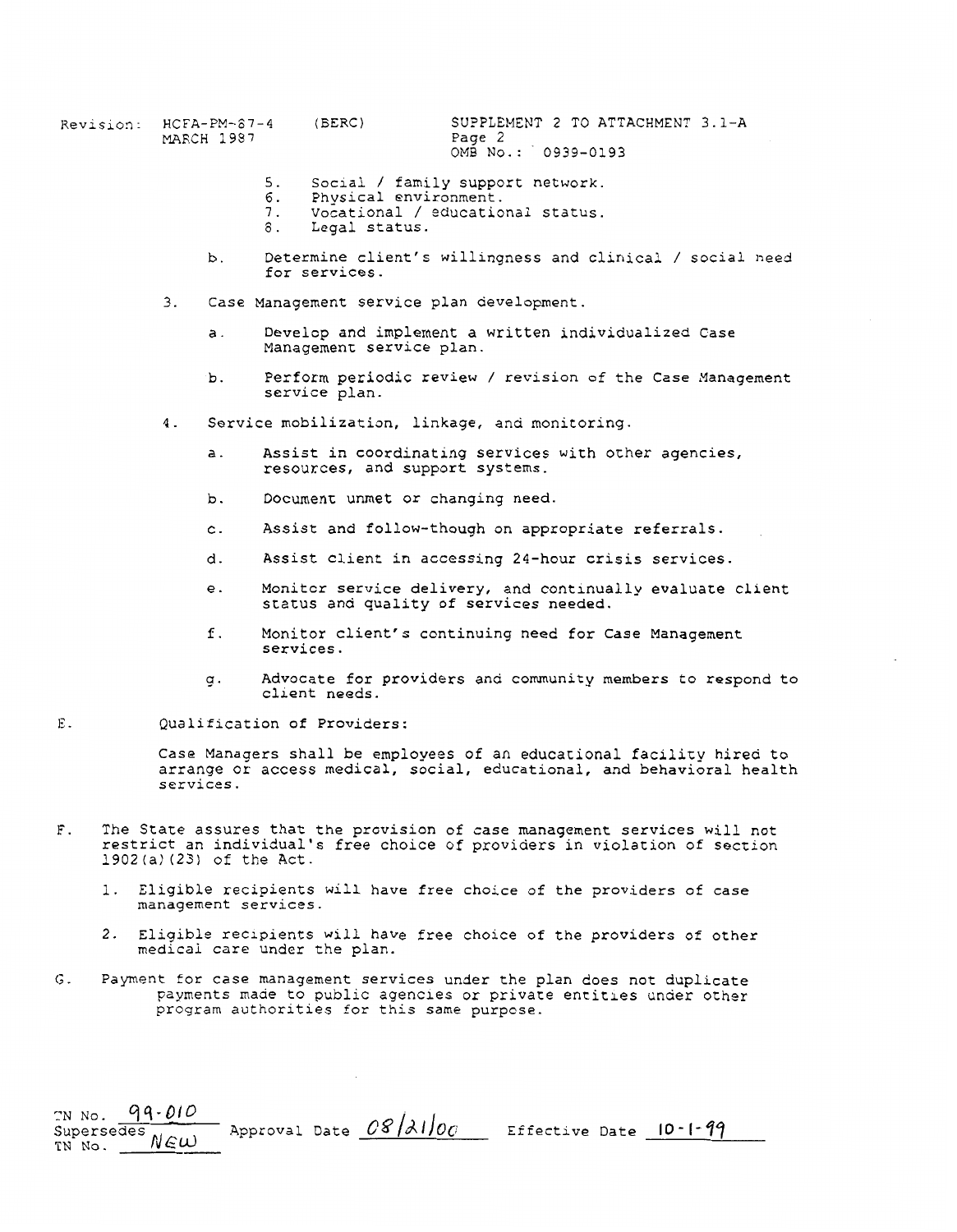5. Social / family support network.
6. Physical environment.
7. Vocational / educational status.
8. Legal status.

b. Determine client's willingness and clinical / social need for services.

3. Case Management service plan development.

a. Develop and implement a written individualized Case Management service plan.

b. Perform periodic review / revision of the Case Management service plan.

4. Service mobilization, linkage, and monitoring.

a. Assist in coordinating services with other agencies, resources, and support systems.

b. Document unmet or changing need.

c. Assist and follow-though on appropriate referrals.

d. Assist client in accessing 24-hour crisis services.

e. Monitor service delivery, and continually evaluate client status and quality of services needed.

f. Monitor client's continuing need for Case Management services.

g. Advocate for providers and community members to respond to client needs.

E. Qualification of Providers:

Case Managers shall be employees of an educational facility hired to arrange or access medical, social, educational, and behavioral health services.

F. The State assures that the provision of case management services will not restrict an individual's free choice of providers in violation of section 1902(a)(23) of the Act.

1. Eligible recipients will have free choice of the providers of case management services.

2. Eligible recipients will have free choice of the providers of other medical care under the plan.

G. Payment for case management services under the plan does not duplicate payments made to public agencies or private entities under other program authorities for this same purpose.

TN No. 99-010
Supersedes TN No. NEW
Approval Date 08/21/00
Effective Date 10-1-99